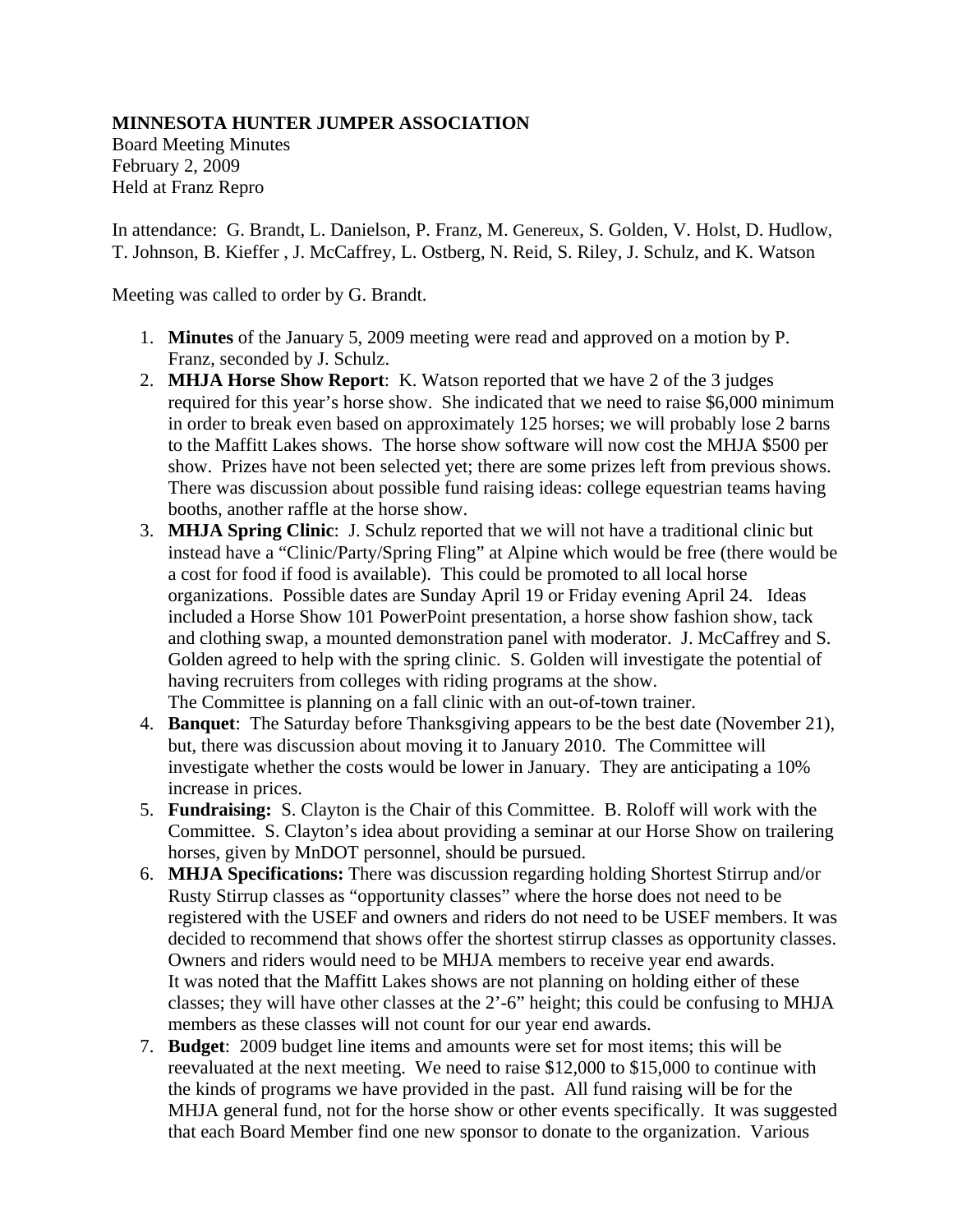**MINNESOTA HUNTER JUMPER ASSOCIATION**
Board Meeting Minutes
February 2, 2009
Held at Franz Repro

In attendance: G. Brandt, L. Danielson, P. Franz, M. Genereux, S. Golden, V. Holst, D. Hudlow, T. Johnson, B. Kieffer , J. McCaffrey, L. Ostberg, N. Reid, S. Riley, J. Schulz, and K. Watson

Meeting was called to order by G. Brandt.

1. **Minutes** of the January 5, 2009 meeting were read and approved on a motion by P. Franz, seconded by J. Schulz.
2. **MHJA Horse Show Report**: K. Watson reported that we have 2 of the 3 judges required for this year's horse show. She indicated that we need to raise $6,000 minimum in order to break even based on approximately 125 horses; we will probably lose 2 barns to the Maffitt Lakes shows. The horse show software will now cost the MHJA $500 per show. Prizes have not been selected yet; there are some prizes left from previous shows. There was discussion about possible fund raising ideas: college equestrian teams having booths, another raffle at the horse show.
3. **MHJA Spring Clinic**: J. Schulz reported that we will not have a traditional clinic but instead have a "Clinic/Party/Spring Fling" at Alpine which would be free (there would be a cost for food if food is available). This could be promoted to all local horse organizations. Possible dates are Sunday April 19 or Friday evening April 24. Ideas included a Horse Show 101 PowerPoint presentation, a horse show fashion show, tack and clothing swap, a mounted demonstration panel with moderator. J. McCaffrey and S. Golden agreed to help with the spring clinic. S. Golden will investigate the potential of having recruiters from colleges with riding programs at the show.
   The Committee is planning on a fall clinic with an out-of-town trainer.
4. **Banquet**: The Saturday before Thanksgiving appears to be the best date (November 21), but, there was discussion about moving it to January 2010. The Committee will investigate whether the costs would be lower in January. They are anticipating a 10% increase in prices.
5. **Fundraising:** S. Clayton is the Chair of this Committee. B. Roloff will work with the Committee. S. Clayton's idea about providing a seminar at our Horse Show on trailering horses, given by MnDOT personnel, should be pursued.
6. **MHJA Specifications:** There was discussion regarding holding Shortest Stirrup and/or Rusty Stirrup classes as "opportunity classes" where the horse does not need to be registered with the USEF and owners and riders do not need to be USEF members. It was decided to recommend that shows offer the shortest stirrup classes as opportunity classes. Owners and riders would need to be MHJA members to receive year end awards.
   It was noted that the Maffitt Lakes shows are not planning on holding either of these classes; they will have other classes at the 2'-6" height; this could be confusing to MHJA members as these classes will not count for our year end awards.
7. **Budget**: 2009 budget line items and amounts were set for most items; this will be reevaluated at the next meeting. We need to raise $12,000 to $15,000 to continue with the kinds of programs we have provided in the past. All fund raising will be for the MHJA general fund, not for the horse show or other events specifically. It was suggested that each Board Member find one new sponsor to donate to the organization. Various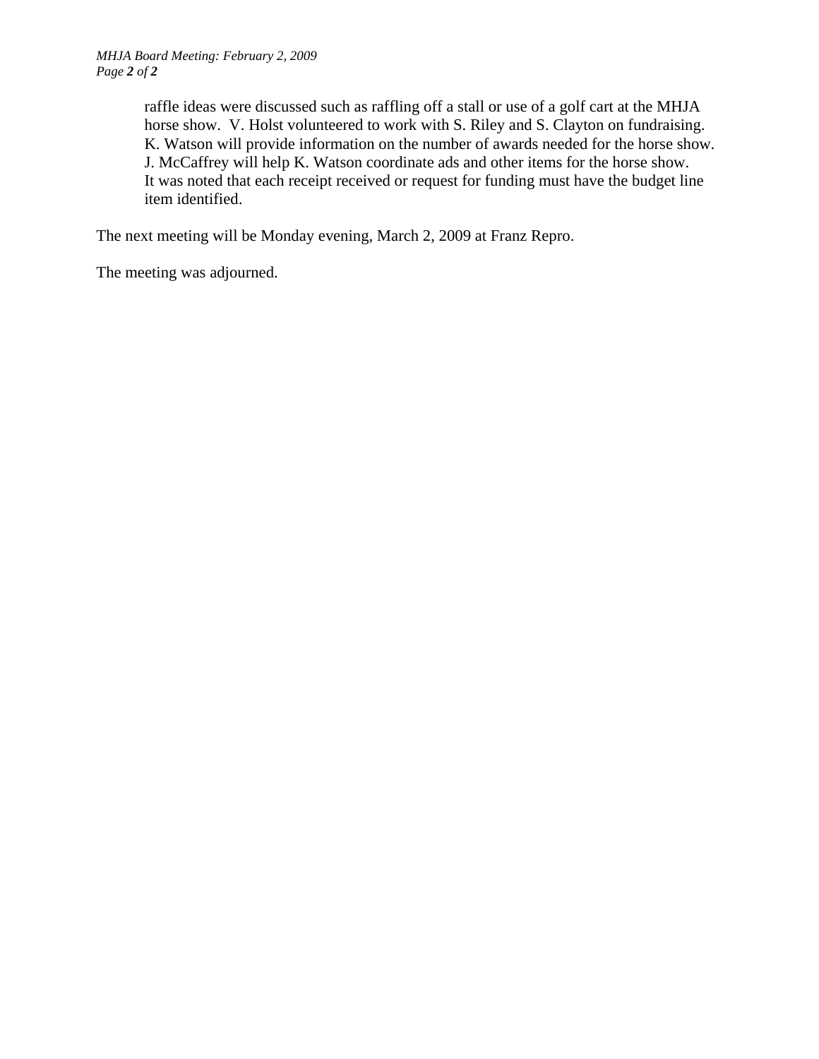raffle ideas were discussed such as raffling off a stall or use of a golf cart at the MHJA horse show. V. Holst volunteered to work with S. Riley and S. Clayton on fundraising. K. Watson will provide information on the number of awards needed for the horse show. J. McCaffrey will help K. Watson coordinate ads and other items for the horse show. It was noted that each receipt received or request for funding must have the budget line item identified.

The next meeting will be Monday evening, March 2, 2009 at Franz Repro.

The meeting was adjourned.